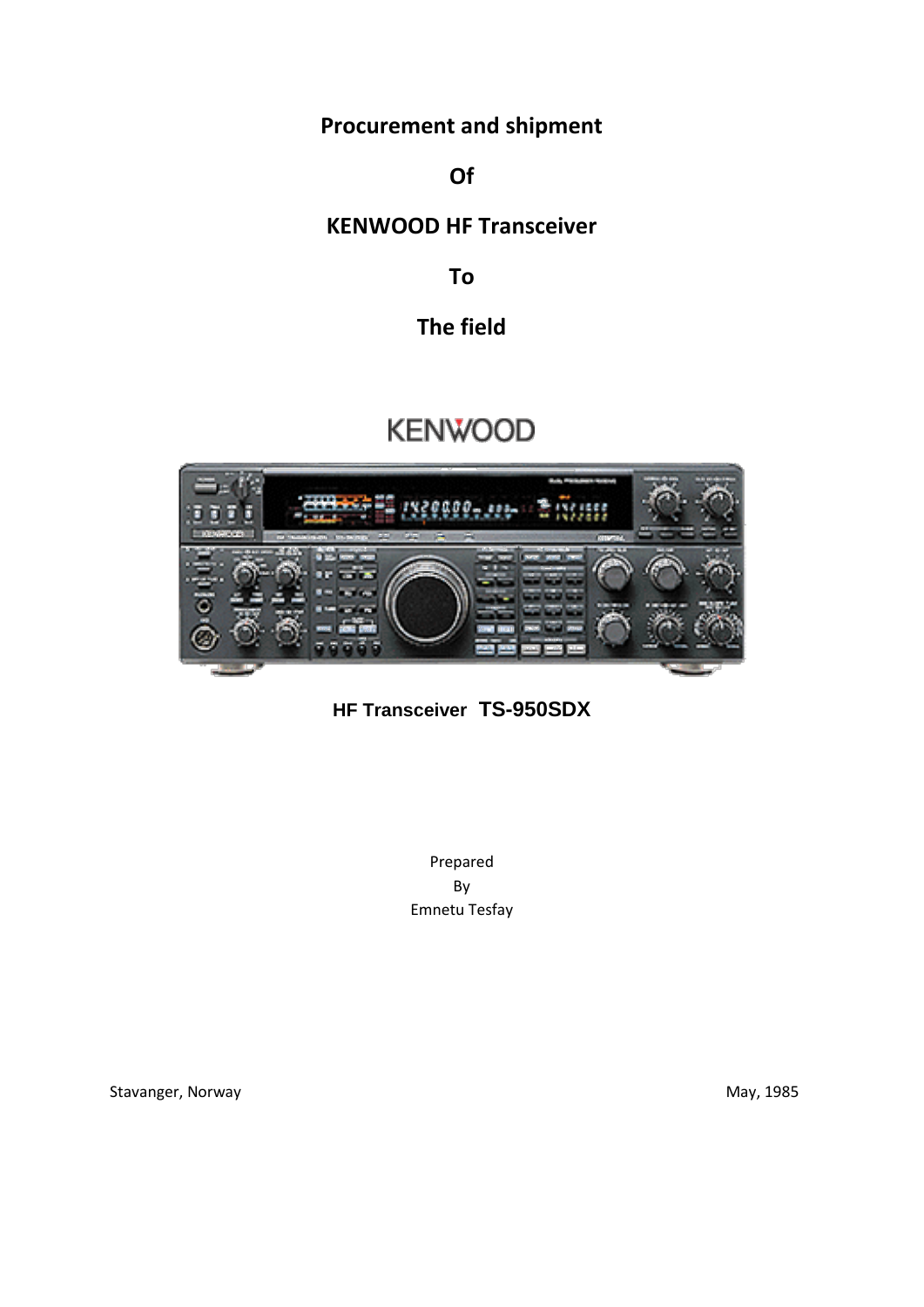# Procurement and shipment

# Of

# KENWOOD HF Transceiver

# To

# The field

KENWOOD

**HF Transceiver TS-950SDX**

Prepared
By
Emnetu Tesfay

Stavanger, Norway

May, 1985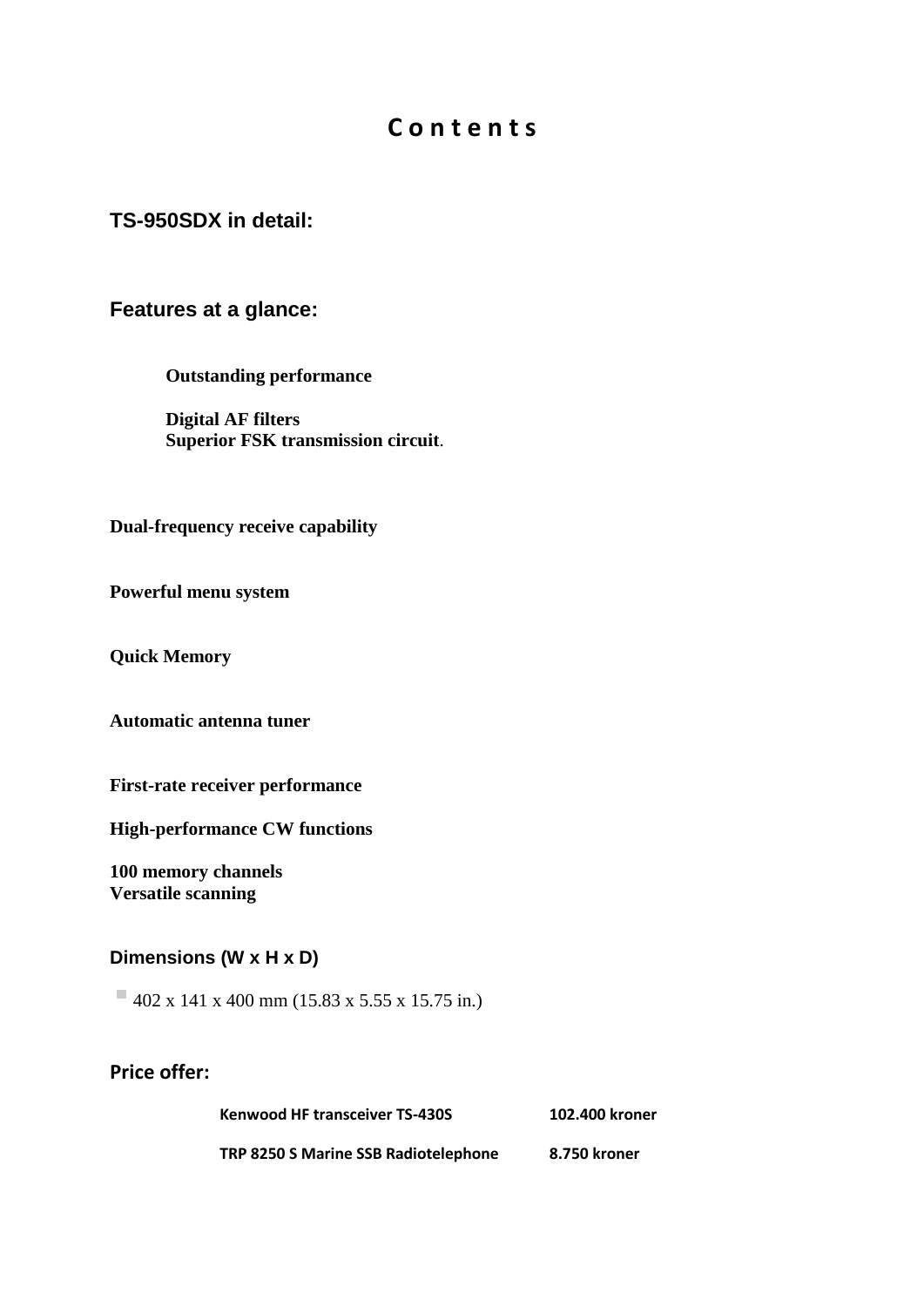# C o n t e n t s

## TS-950SDX in detail:

## Features at a glance:

**Outstanding performance**

**Digital AF filters**
**Superior FSK transmission circuit**.

**Dual-frequency receive capability**

**Powerful menu system**

**Quick Memory**

**Automatic antenna tuner**

**First-rate receiver performance**

**High-performance CW functions**

**100 memory channels**
**Versatile scanning**

### Dimensions (W x H x D)

- 402 x 141 x 400 mm (15.83 x 5.55 x 15.75 in.)

## Price offer:

| | |
|---|---|
| **Kenwood HF transceiver TS-430S** | **102.400 kroner** |
| **TRP 8250 S Marine SSB Radiotelephone** | **8.750 kroner** |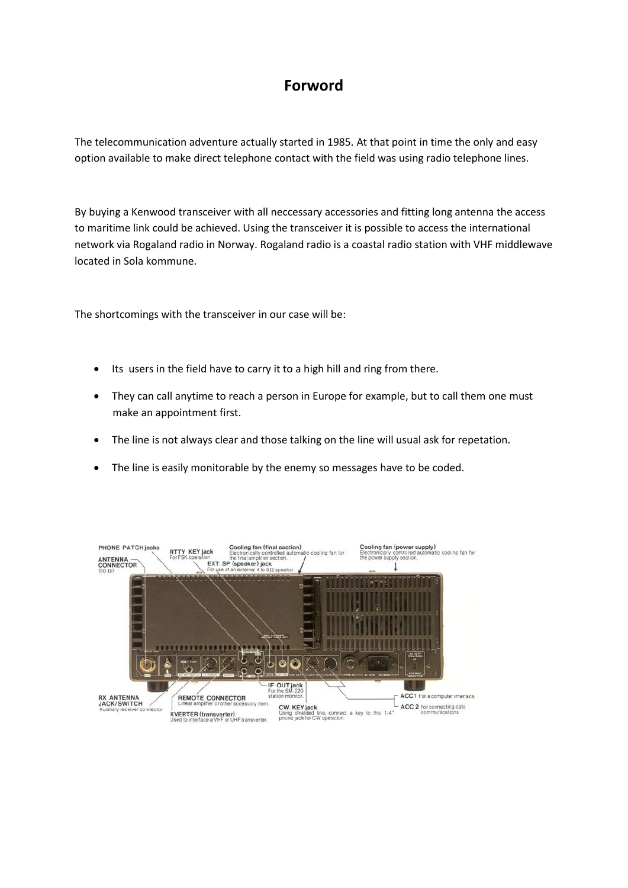# Forword

The telecommunication adventure actually started in 1985. At that point in time the only and easy option available to make direct telephone contact with the field was using radio telephone lines.

By buying a Kenwood transceiver with all neccessary accessories and fitting long antenna the access to maritime link could be achieved. Using the transceiver it is possible to access the international network via Rogaland radio in Norway. Rogaland radio is a coastal radio station with VHF middlewave located in Sola kommune.

The shortcomings with the transceiver in our case will be:

- Its users in the field have to carry it to a high hill and ring from there.
- They can call anytime to reach a person in Europe for example, but to call them one must make an appointment first.
- The line is not always clear and those talking on the line will usual ask for repetation.
- The line is easily monitorable by the enemy so messages have to be coded.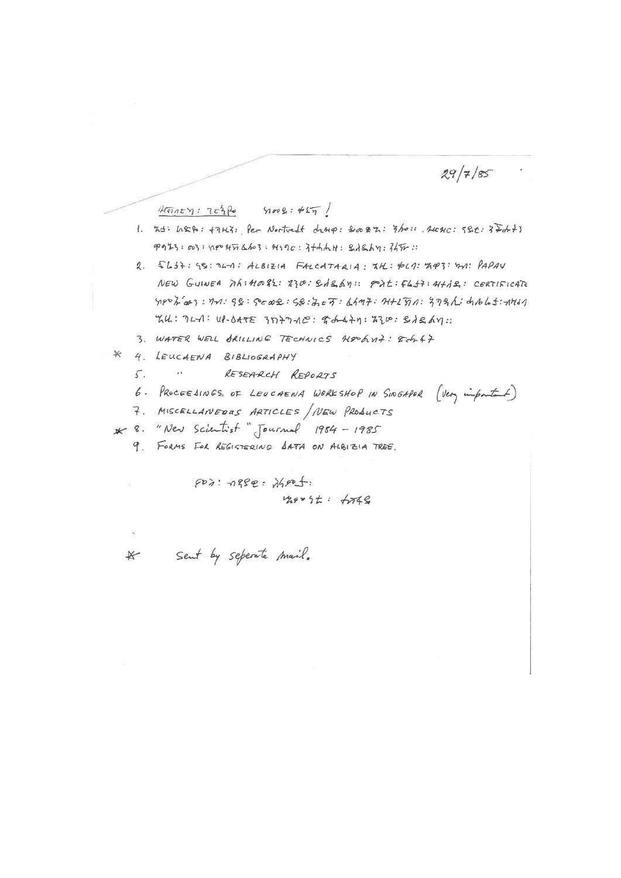29/7/85

ሓወይ፡ ገርጊዮ   ሰላም፡ ቀዳማ !

1. ኣቶ፡ ክፍሎ፡ ተገዚኡ፡ Per Nortvedt ሓላፊ፡ ዝመጽኡ፡ ኸሎ። ፈርሰር፡ ፍጹም፡ ንምሕትት ቀጻሊ፡ ዑን፡ ዝምዝገብ ልኡኽ፡ ዝገበር፡ ንተሓሓዝ፡ ይለኣኽ፡ ንሕና።

2. ፍረታት፡ ዓይ፡ ገረብ፡ ALBIZIA FALCATARIA፡ ካብ፡ ቀረባ፡ ሃገር፡ ናብ፡ PAPAU NEW GUINEA ካብ፡ ዝመጸ፡ እንተ፡ ይለኣኽ። ምእንቲ፡ ፍረታት፡ ዝተላኣኸ፡ CERTIFICATE ክምኡ፡ ውን፡ ካብ፡ ዓይ፡ ምርጫ፡ ዓይ፡ ሕሩይ፡ ፍረታት፡ ዝተረኽበ፡ ንገዛእ፡ ሓበሬታ፡ ብዛዕባ ገረብ፡ UP-DATE ንክትገብሩ፡ ምሉእ፡ እንታይ፡ ይለኣኽ።

3. WATER WELL DRILLING TECHNICS ዝተባህለ፡ መጽሓፍ

\* 4. LEUCAENA BIBLIOGRAPHY

5. 〃 RESEARCH REPORTS

6. PROCEEDINGS OF LEUCAENA WORKSHOP IN SINGAPOR (Very important)

7. MISCELLANEOUS ARTICLES / NEW PRODUCTS

\* 8. "New Scientist" Journal 1984 – 1985

9. FORMS FOR REGISTERING DATA ON ALBIZIA TREE.

ዮውን፡ ብጽቡቕ፡ ኣይፍለጥ፡

ሓውኻ፡ ተገዚኡ

\* Sent by seperate mail.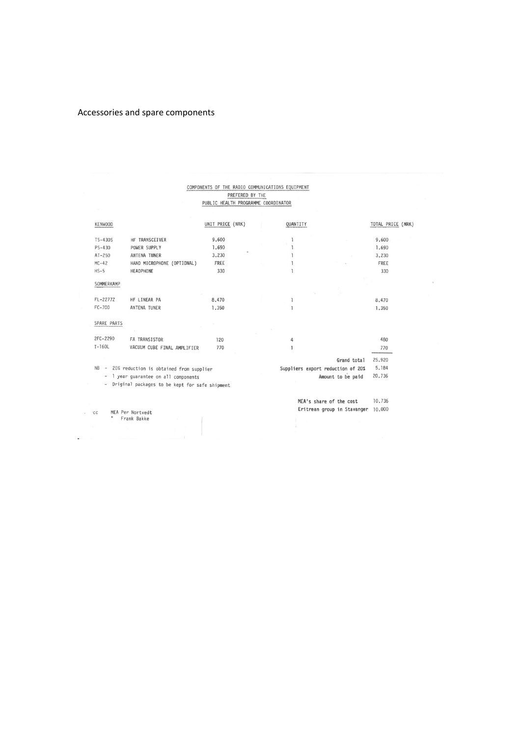Accessories and spare components

COMPONENTS OF THE RADIO COMMUNICATIONS EQUIPMENT
PREFERED BY THE
PUBLIC HEALTH PROGRAMME COORDINATOR

| KENWOOD | | UNIT PRICE (NRK) | QUANTITY | TOTAL PRICE (NRK) |
|---|---|---|---|---|
| TS-430S | HF TRANSCEIVER | 9.600 | 1 | 9.600 |
| PS-430 | POWER SUPPLY | 1.690 | 1 | 1.690 |
| AT-250 | ANTENA TUNER | 3.230 | 1 | 3.230 |
| MC-42 | HAND MICROPHONE (OPTIONAL) | FREE | 1 | FREE |
| HS-5 | HEADPHONE | 330 | 1 | 330 |
| SOMMERKAMP | | | | |
| FL-2277Z | HF LINEAR PA | 8.470 | 1 | 8.470 |
| FC-700 | ANTENA TUNER | 1.350 | 1 | 1.350 |
| SPARE PARTS | | | | |
| 2FC-2290 | FA TRANSISTOR | 120 | 4 | 480 |
| T-160L | VACUUM CUBE FINAL AMPLIFIER | 770 | 1 | 770 |
| | | | Grand total | 25.920 |
| | | | Suppliers export reduction of 20% | 5.184 |
| | | | Amount to be paid | 20.736 |

NB - 20% reduction is obtained from supplier
- 1 year guarantee on all components
- Original packages to be kept for safe shipment

| | |
|---|---|
| MEA's share of the cost | 10.736 |
| Eritrean group in Stavanger | 10.000 |

cc MEA Per Nortvedt
" Frank Bakke